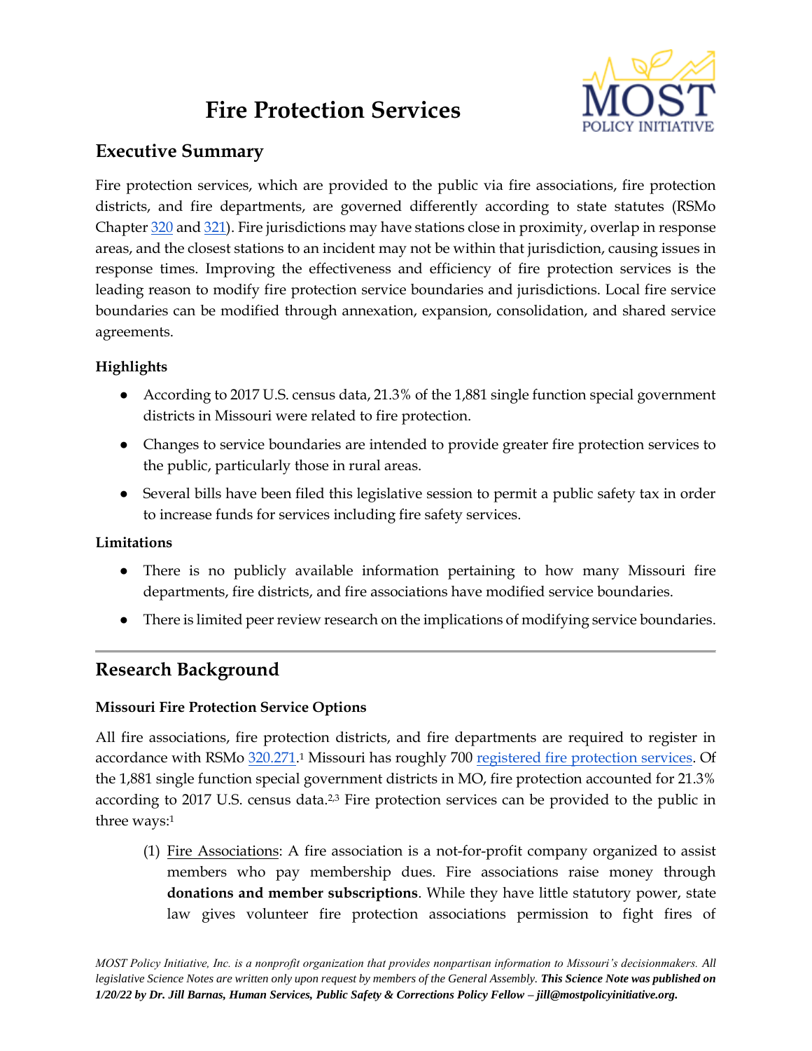# Fire Protection Services

## Executive Summary

Fire protection services, which are provided to the public via fire associations, fire protection districts, and fire departments, are governed differently according to state statutes (RSMo Chapter 320 and 321). Fire jurisdictions may have stations close in proximity, overlap in response areas, and the closest stations to an incident may not be within that jurisdiction, causing issues in response times. Improving the effectiveness and efficiency of fire protection services is the leading reason to modify fire protection service boundaries and jurisdictions. Local fire service boundaries can be modified through annexation, expansion, consolidation, and shared service agreements.

### Highlights

- According to 2017 U.S. census data, 21.3% of the 1,881 single function special government districts in Missouri were related to fire protection.
- Changes to service boundaries are intended to provide greater fire protection services to the public, particularly those in rural areas.
- Several bills have been filed this legislative session to permit a public safety tax in order to increase funds for services including fire safety services.

### Limitations

- There is no publicly available information pertaining to how many Missouri fire departments, fire districts, and fire associations have modified service boundaries.
- There is limited peer review research on the implications of modifying service boundaries.

---

## Research Background

### Missouri Fire Protection Service Options

All fire associations, fire protection districts, and fire departments are required to register in accordance with RSMo 320.271.[1] Missouri has roughly 700 registered fire protection services. Of the 1,881 single function special government districts in MO, fire protection accounted for 21.3% according to 2017 U.S. census data.[2,3] Fire protection services can be provided to the public in three ways:[1]

(1) Fire Associations: A fire association is a not-for-profit company organized to assist members who pay membership dues. Fire associations raise money through **donations and member subscriptions**. While they have little statutory power, state law gives volunteer fire protection associations permission to fight fires of

*MOST Policy Initiative, Inc. is a nonprofit organization that provides nonpartisan information to Missouri's decisionmakers. All legislative Science Notes are written only upon request by members of the General Assembly.* ***This Science Note was published on 1/20/22 by Dr. Jill Barnas, Human Services, Public Safety & Corrections Policy Fellow – jill@mostpolicyinitiative.org.***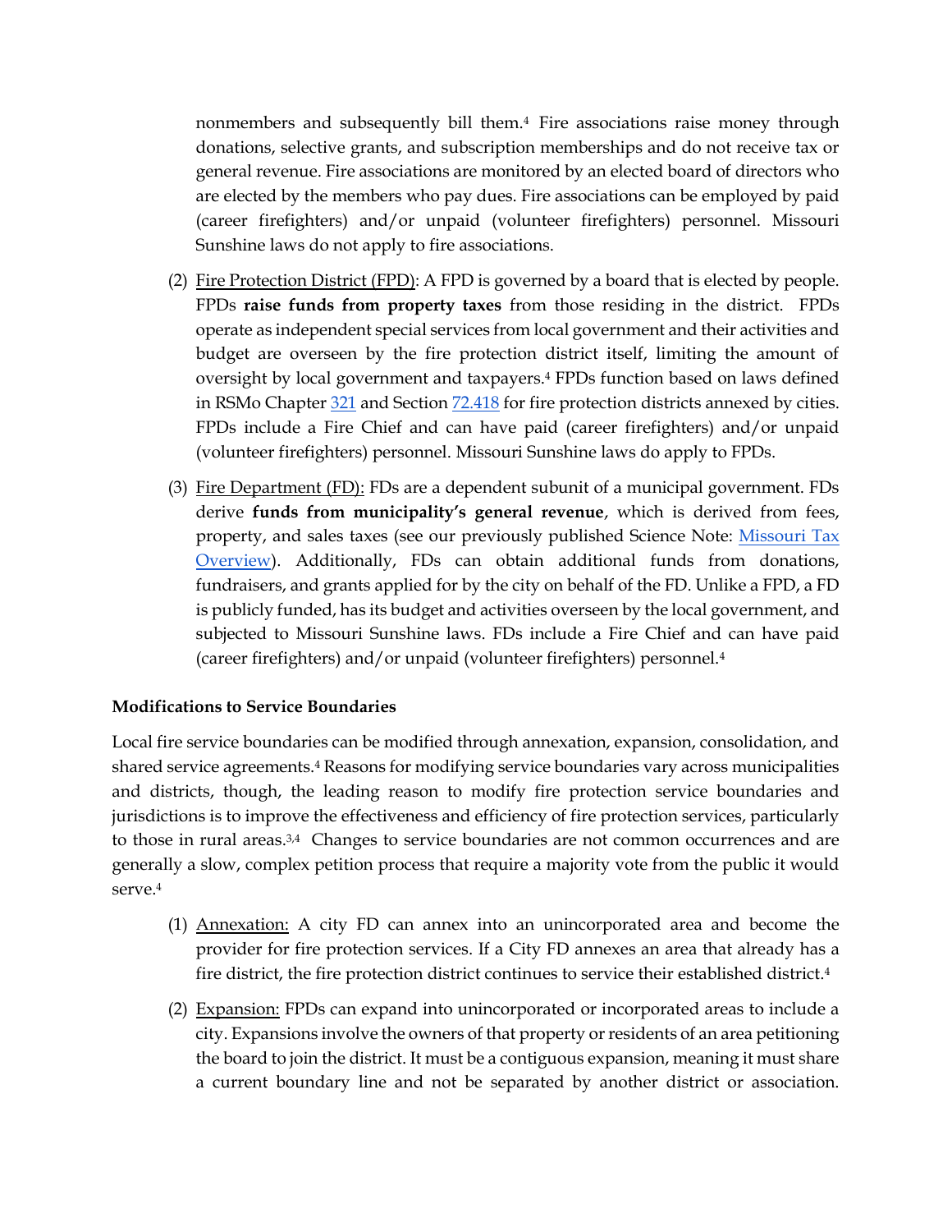nonmembers and subsequently bill them.[4] Fire associations raise money through donations, selective grants, and subscription memberships and do not receive tax or general revenue. Fire associations are monitored by an elected board of directors who are elected by the members who pay dues. Fire associations can be employed by paid (career firefighters) and/or unpaid (volunteer firefighters) personnel. Missouri Sunshine laws do not apply to fire associations.

(2) Fire Protection District (FPD): A FPD is governed by a board that is elected by people. FPDs **raise funds from property taxes** from those residing in the district. FPDs operate as independent special services from local government and their activities and budget are overseen by the fire protection district itself, limiting the amount of oversight by local government and taxpayers.[4] FPDs function based on laws defined in RSMo Chapter 321 and Section 72.418 for fire protection districts annexed by cities. FPDs include a Fire Chief and can have paid (career firefighters) and/or unpaid (volunteer firefighters) personnel. Missouri Sunshine laws do apply to FPDs.

(3) Fire Department (FD): FDs are a dependent subunit of a municipal government. FDs derive **funds from municipality's general revenue**, which is derived from fees, property, and sales taxes (see our previously published Science Note: Missouri Tax Overview). Additionally, FDs can obtain additional funds from donations, fundraisers, and grants applied for by the city on behalf of the FD. Unlike a FPD, a FD is publicly funded, has its budget and activities overseen by the local government, and subjected to Missouri Sunshine laws. FDs include a Fire Chief and can have paid (career firefighters) and/or unpaid (volunteer firefighters) personnel.[4]

**Modifications to Service Boundaries**

Local fire service boundaries can be modified through annexation, expansion, consolidation, and shared service agreements.[4] Reasons for modifying service boundaries vary across municipalities and districts, though, the leading reason to modify fire protection service boundaries and jurisdictions is to improve the effectiveness and efficiency of fire protection services, particularly to those in rural areas.[3,4] Changes to service boundaries are not common occurrences and are generally a slow, complex petition process that require a majority vote from the public it would serve.[4]

(1) Annexation: A city FD can annex into an unincorporated area and become the provider for fire protection services. If a City FD annexes an area that already has a fire district, the fire protection district continues to service their established district.[4]

(2) Expansion: FPDs can expand into unincorporated or incorporated areas to include a city. Expansions involve the owners of that property or residents of an area petitioning the board to join the district. It must be a contiguous expansion, meaning it must share a current boundary line and not be separated by another district or association.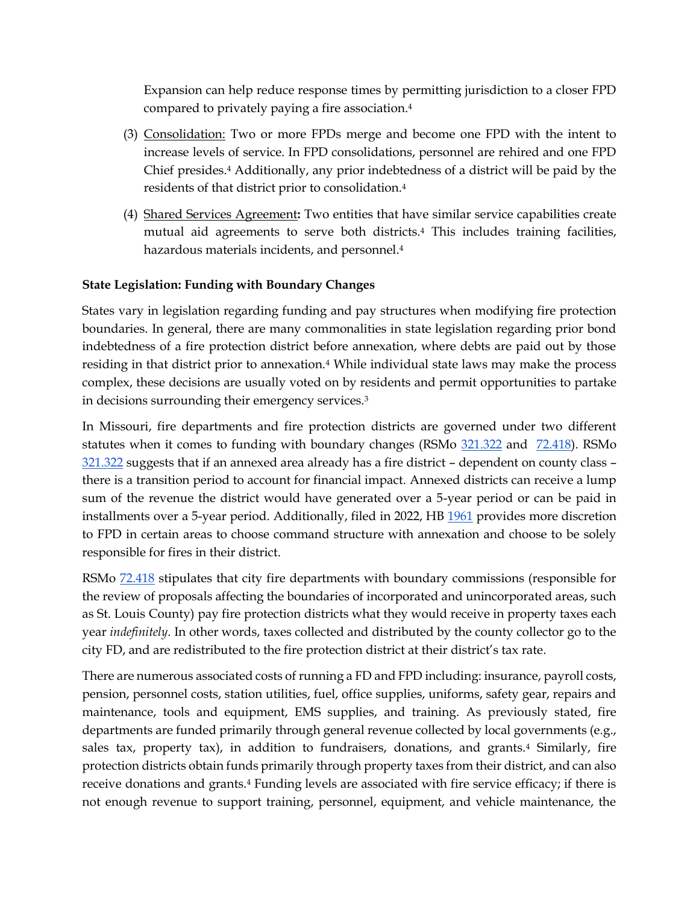Expansion can help reduce response times by permitting jurisdiction to a closer FPD compared to privately paying a fire association.[4]

(3) Consolidation: Two or more FPDs merge and become one FPD with the intent to increase levels of service. In FPD consolidations, personnel are rehired and one FPD Chief presides.[4] Additionally, any prior indebtedness of a district will be paid by the residents of that district prior to consolidation.[4]

(4) Shared Services Agreement**:** Two entities that have similar service capabilities create mutual aid agreements to serve both districts.[4] This includes training facilities, hazardous materials incidents, and personnel.[4]

**State Legislation: Funding with Boundary Changes**

States vary in legislation regarding funding and pay structures when modifying fire protection boundaries. In general, there are many commonalities in state legislation regarding prior bond indebtedness of a fire protection district before annexation, where debts are paid out by those residing in that district prior to annexation.[4] While individual state laws may make the process complex, these decisions are usually voted on by residents and permit opportunities to partake in decisions surrounding their emergency services.[3]

In Missouri, fire departments and fire protection districts are governed under two different statutes when it comes to funding with boundary changes (RSMo 321.322 and 72.418). RSMo 321.322 suggests that if an annexed area already has a fire district – dependent on county class – there is a transition period to account for financial impact. Annexed districts can receive a lump sum of the revenue the district would have generated over a 5-year period or can be paid in installments over a 5-year period. Additionally, filed in 2022, HB 1961 provides more discretion to FPD in certain areas to choose command structure with annexation and choose to be solely responsible for fires in their district.

RSMo 72.418 stipulates that city fire departments with boundary commissions (responsible for the review of proposals affecting the boundaries of incorporated and unincorporated areas, such as St. Louis County) pay fire protection districts what they would receive in property taxes each year *indefinitely*. In other words, taxes collected and distributed by the county collector go to the city FD, and are redistributed to the fire protection district at their district's tax rate.

There are numerous associated costs of running a FD and FPD including: insurance, payroll costs, pension, personnel costs, station utilities, fuel, office supplies, uniforms, safety gear, repairs and maintenance, tools and equipment, EMS supplies, and training. As previously stated, fire departments are funded primarily through general revenue collected by local governments (e.g., sales tax, property tax), in addition to fundraisers, donations, and grants.[4] Similarly, fire protection districts obtain funds primarily through property taxes from their district, and can also receive donations and grants.[4] Funding levels are associated with fire service efficacy; if there is not enough revenue to support training, personnel, equipment, and vehicle maintenance, the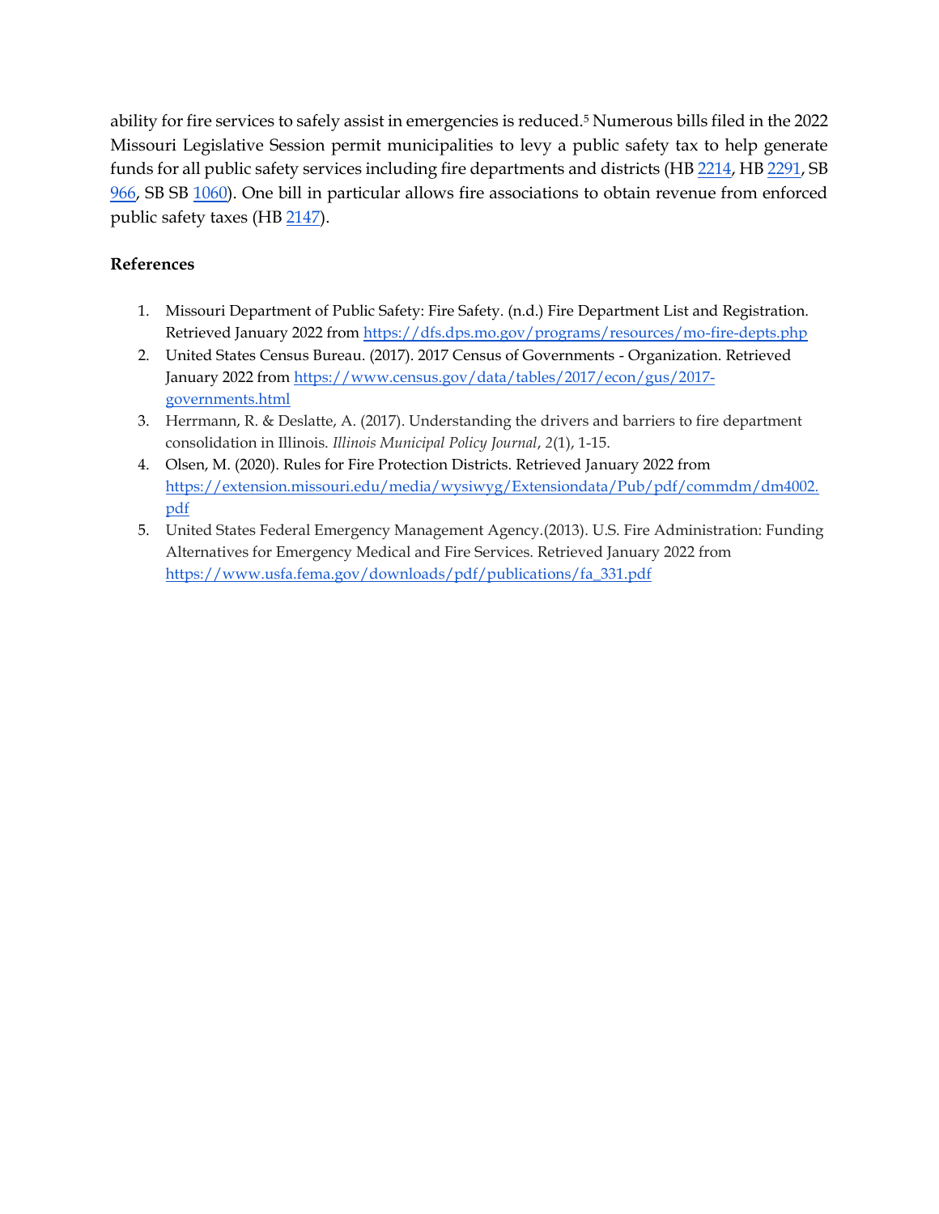ability for fire services to safely assist in emergencies is reduced.[5] Numerous bills filed in the 2022 Missouri Legislative Session permit municipalities to levy a public safety tax to help generate funds for all public safety services including fire departments and districts (HB 2214, HB 2291, SB 966, SB SB 1060). One bill in particular allows fire associations to obtain revenue from enforced public safety taxes (HB 2147).

**References**

1. Missouri Department of Public Safety: Fire Safety. (n.d.) Fire Department List and Registration. Retrieved January 2022 from https://dfs.dps.mo.gov/programs/resources/mo-fire-depts.php
2. United States Census Bureau. (2017). 2017 Census of Governments - Organization. Retrieved January 2022 from https://www.census.gov/data/tables/2017/econ/gus/2017-governments.html
3. Herrmann, R. & Deslatte, A. (2017). Understanding the drivers and barriers to fire department consolidation in Illinois. *Illinois Municipal Policy Journal*, *2*(1), 1-15.
4. Olsen, M. (2020). Rules for Fire Protection Districts. Retrieved January 2022 from https://extension.missouri.edu/media/wysiwyg/Extensiondata/Pub/pdf/commdm/dm4002.pdf
5. United States Federal Emergency Management Agency.(2013). U.S. Fire Administration: Funding Alternatives for Emergency Medical and Fire Services. Retrieved January 2022 from https://www.usfa.fema.gov/downloads/pdf/publications/fa_331.pdf